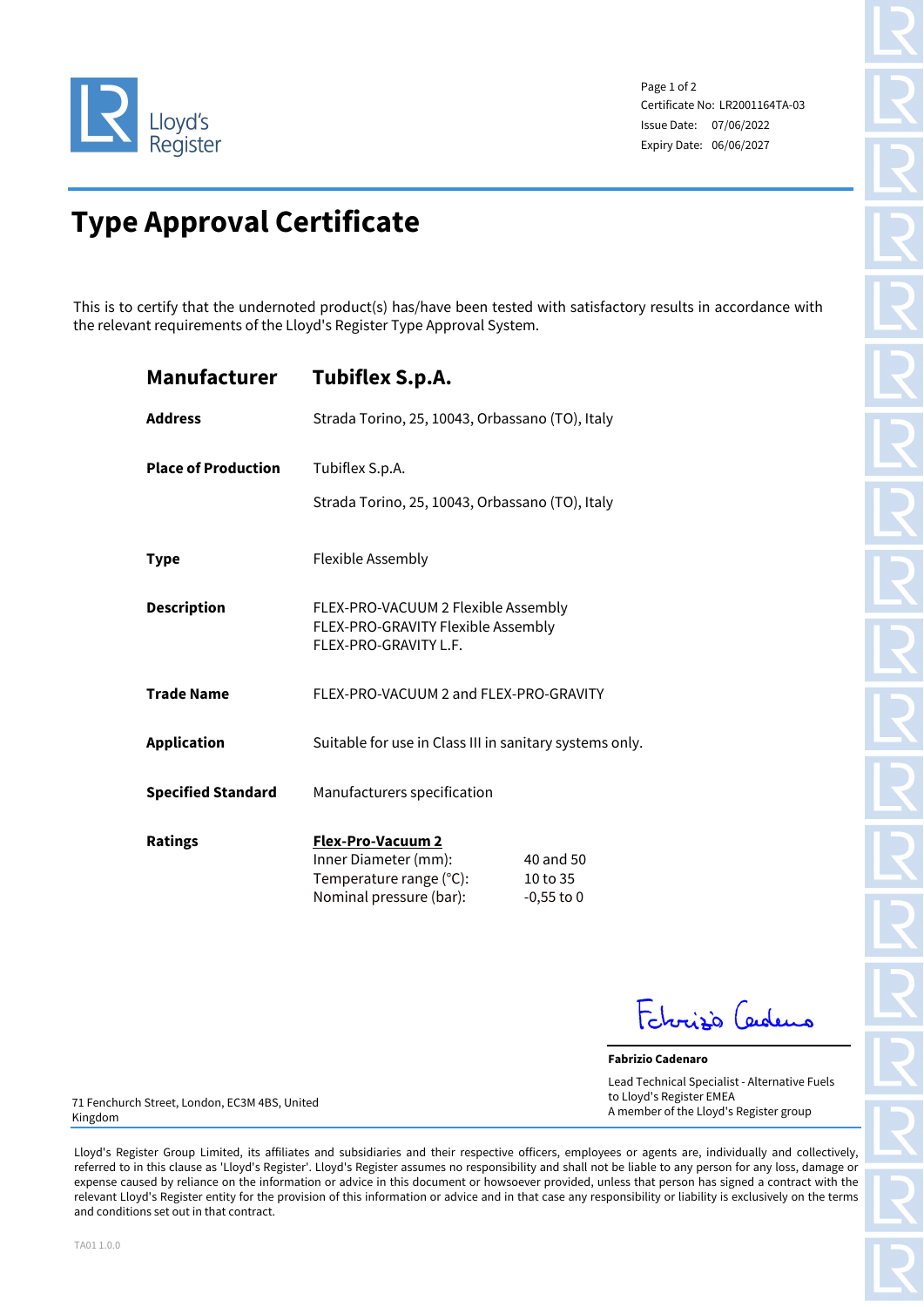Lloyd's Register

Certificate No: LR2001164TA-03
Issue Date: 07/06/2022
Expiry Date: 06/06/2027

# Type Approval Certificate

This is to certify that the undernoted product(s) has/have been tested with satisfactory results in accordance with the relevant requirements of the Lloyd's Register Type Approval System.

| | |
|---|---|
| **Manufacturer** | **Tubiflex S.p.A.** |
| **Address** | Strada Torino, 25, 10043, Orbassano (TO), Italy |
| **Place of Production** | Tubiflex S.p.A.<br>Strada Torino, 25, 10043, Orbassano (TO), Italy |
| **Type** | Flexible Assembly |
| **Description** | FLEX-PRO-VACUUM 2 Flexible Assembly<br>FLEX-PRO-GRAVITY Flexible Assembly<br>FLEX-PRO-GRAVITY L.F. |
| **Trade Name** | FLEX-PRO-VACUUM 2 and FLEX-PRO-GRAVITY |
| **Application** | Suitable for use in Class III in sanitary systems only. |
| **Specified Standard** | Manufacturers specification |
| **Ratings** | **Flex-Pro-Vacuum 2** |

| Flex-Pro-Vacuum 2 | |
|---|---|
| Inner Diameter (mm): | 40 and 50 |
| Temperature range (°C): | 10 to 35 |
| Nominal pressure (bar): | -0,55 to 0 |

Fabrizio Cadenaro

**Fabrizio Cadenaro**
Lead Technical Specialist - Alternative Fuels
to Lloyd's Register EMEA
A member of the Lloyd's Register group

71 Fenchurch Street, London, EC3M 4BS, United Kingdom

Lloyd's Register Group Limited, its affiliates and subsidiaries and their respective officers, employees or agents are, individually and collectively, referred to in this clause as 'Lloyd's Register'. Lloyd's Register assumes no responsibility and shall not be liable to any person for any loss, damage or expense caused by reliance on the information or advice in this document or howsoever provided, unless that person has signed a contract with the relevant Lloyd's Register entity for the provision of this information or advice and in that case any responsibility or liability is exclusively on the terms and conditions set out in that contract.

TA01 1.0.0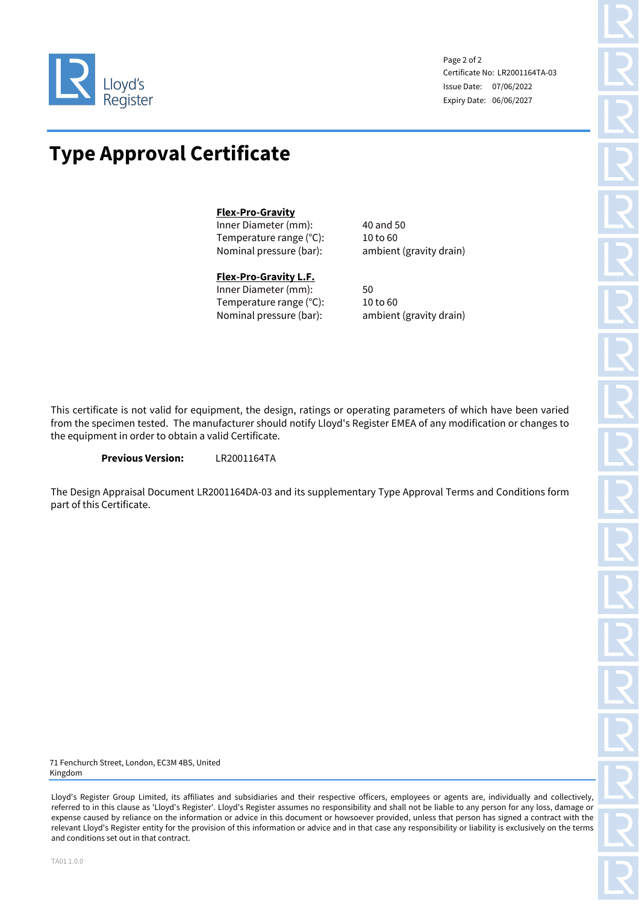Certificate No: LR2001164TA-03
Issue Date: 07/06/2022
Expiry Date: 06/06/2027

# Type Approval Certificate

**Flex-Pro-Gravity**

| | |
|---|---|
| Inner Diameter (mm): | 40 and 50 |
| Temperature range (°C): | 10 to 60 |
| Nominal pressure (bar): | ambient (gravity drain) |

**Flex-Pro-Gravity L.F.**

| | |
|---|---|
| Inner Diameter (mm): | 50 |
| Temperature range (°C): | 10 to 60 |
| Nominal pressure (bar): | ambient (gravity drain) |

This certificate is not valid for equipment, the design, ratings or operating parameters of which have been varied from the specimen tested. The manufacturer should notify Lloyd's Register EMEA of any modification or changes to the equipment in order to obtain a valid Certificate.

**Previous Version:** LR2001164TA

The Design Appraisal Document LR2001164DA-03 and its supplementary Type Approval Terms and Conditions form part of this Certificate.

71 Fenchurch Street, London, EC3M 4BS, United Kingdom

Lloyd's Register Group Limited, its affiliates and subsidiaries and their respective officers, employees or agents are, individually and collectively, referred to in this clause as 'Lloyd's Register'. Lloyd's Register assumes no responsibility and shall not be liable to any person for any loss, damage or expense caused by reliance on the information or advice in this document or howsoever provided, unless that person has signed a contract with the relevant Lloyd's Register entity for the provision of this information or advice and in that case any responsibility or liability is exclusively on the terms and conditions set out in that contract.

TA01 1.0.0